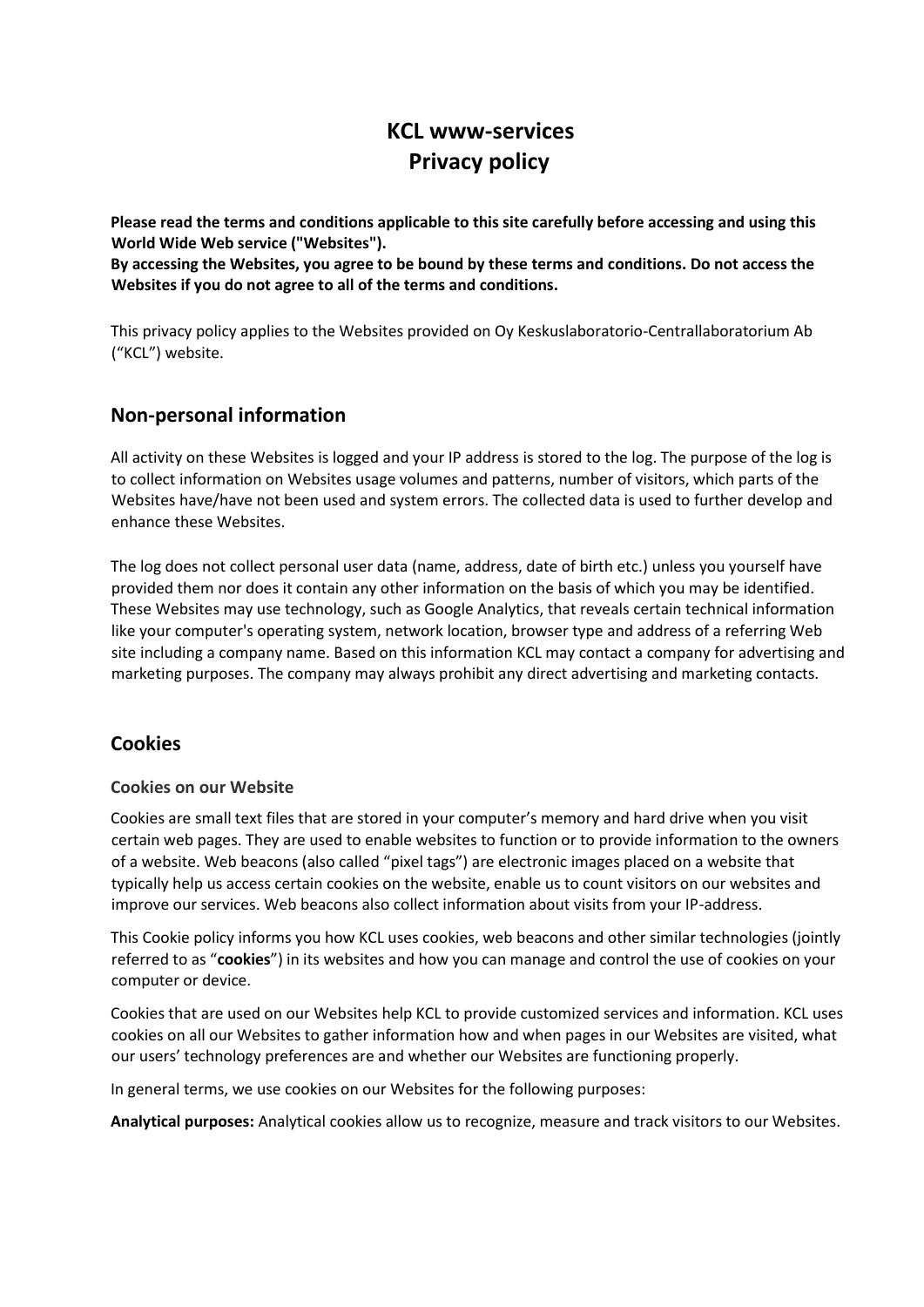# KCL www-services
# Privacy policy

**Please read the terms and conditions applicable to this site carefully before accessing and using this World Wide Web service ("Websites").**
**By accessing the Websites, you agree to be bound by these terms and conditions. Do not access the Websites if you do not agree to all of the terms and conditions.**

This privacy policy applies to the Websites provided on Oy Keskuslaboratorio-Centrallaboratorium Ab ("KCL") website.

## Non-personal information

All activity on these Websites is logged and your IP address is stored to the log. The purpose of the log is to collect information on Websites usage volumes and patterns, number of visitors, which parts of the Websites have/have not been used and system errors. The collected data is used to further develop and enhance these Websites.

The log does not collect personal user data (name, address, date of birth etc.) unless you yourself have provided them nor does it contain any other information on the basis of which you may be identified. These Websites may use technology, such as Google Analytics, that reveals certain technical information like your computer's operating system, network location, browser type and address of a referring Web site including a company name. Based on this information KCL may contact a company for advertising and marketing purposes. The company may always prohibit any direct advertising and marketing contacts.

## Cookies

### Cookies on our Website

Cookies are small text files that are stored in your computer's memory and hard drive when you visit certain web pages. They are used to enable websites to function or to provide information to the owners of a website. Web beacons (also called "pixel tags") are electronic images placed on a website that typically help us access certain cookies on the website, enable us to count visitors on our websites and improve our services. Web beacons also collect information about visits from your IP-address.

This Cookie policy informs you how KCL uses cookies, web beacons and other similar technologies (jointly referred to as "**cookies**") in its websites and how you can manage and control the use of cookies on your computer or device.

Cookies that are used on our Websites help KCL to provide customized services and information. KCL uses cookies on all our Websites to gather information how and when pages in our Websites are visited, what our users' technology preferences are and whether our Websites are functioning properly.

In general terms, we use cookies on our Websites for the following purposes:

**Analytical purposes:** Analytical cookies allow us to recognize, measure and track visitors to our Websites.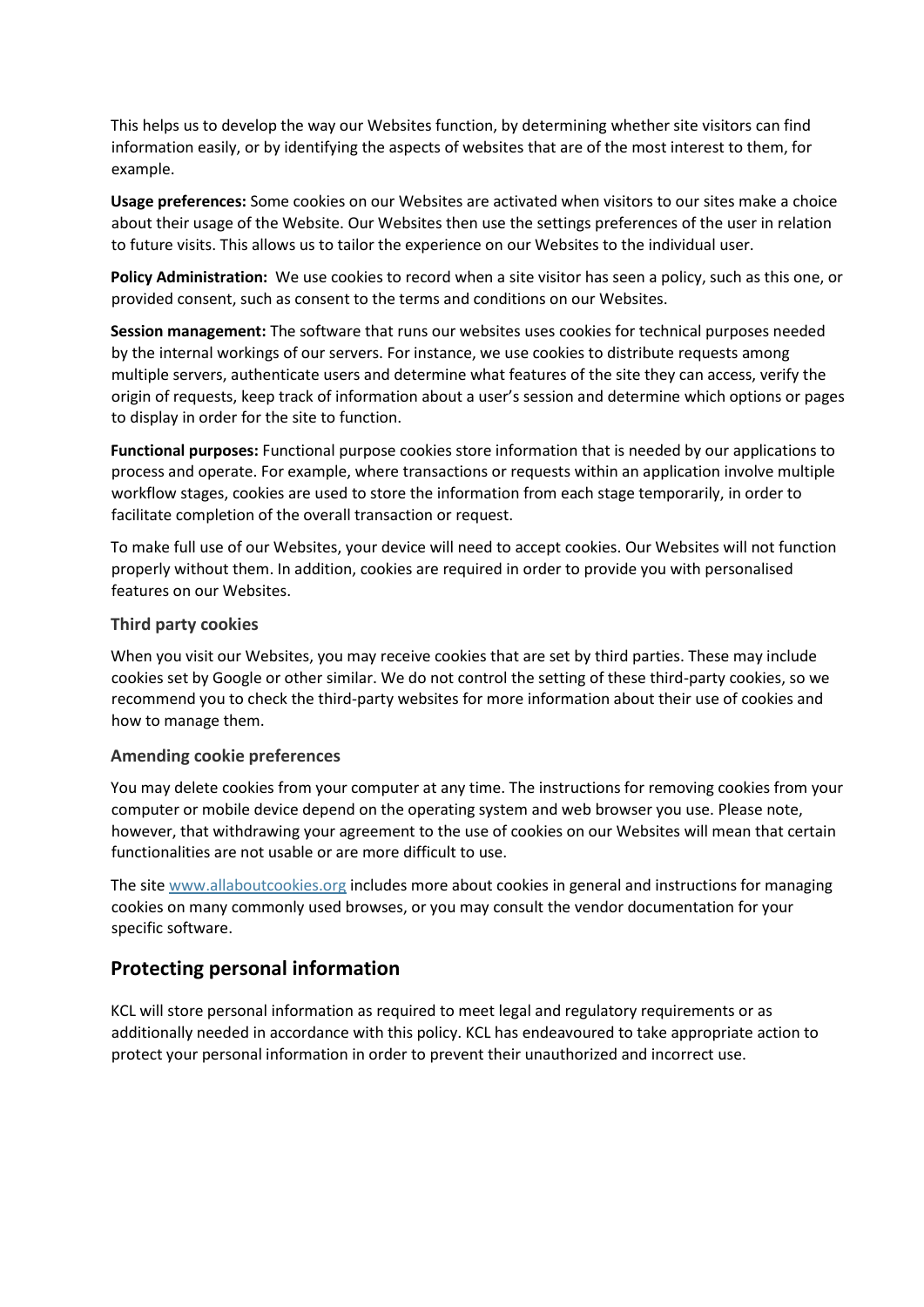This helps us to develop the way our Websites function, by determining whether site visitors can find information easily, or by identifying the aspects of websites that are of the most interest to them, for example.

**Usage preferences:** Some cookies on our Websites are activated when visitors to our sites make a choice about their usage of the Website. Our Websites then use the settings preferences of the user in relation to future visits. This allows us to tailor the experience on our Websites to the individual user.

**Policy Administration:** We use cookies to record when a site visitor has seen a policy, such as this one, or provided consent, such as consent to the terms and conditions on our Websites.

**Session management:** The software that runs our websites uses cookies for technical purposes needed by the internal workings of our servers. For instance, we use cookies to distribute requests among multiple servers, authenticate users and determine what features of the site they can access, verify the origin of requests, keep track of information about a user's session and determine which options or pages to display in order for the site to function.

**Functional purposes:** Functional purpose cookies store information that is needed by our applications to process and operate. For example, where transactions or requests within an application involve multiple workflow stages, cookies are used to store the information from each stage temporarily, in order to facilitate completion of the overall transaction or request.

To make full use of our Websites, your device will need to accept cookies. Our Websites will not function properly without them. In addition, cookies are required in order to provide you with personalised features on our Websites.

### Third party cookies

When you visit our Websites, you may receive cookies that are set by third parties. These may include cookies set by Google or other similar. We do not control the setting of these third-party cookies, so we recommend you to check the third-party websites for more information about their use of cookies and how to manage them.

### Amending cookie preferences

You may delete cookies from your computer at any time. The instructions for removing cookies from your computer or mobile device depend on the operating system and web browser you use. Please note, however, that withdrawing your agreement to the use of cookies on our Websites will mean that certain functionalities are not usable or are more difficult to use.

The site [www.allaboutcookies.org](http://www.allaboutcookies.org) includes more about cookies in general and instructions for managing cookies on many commonly used browses, or you may consult the vendor documentation for your specific software.

## Protecting personal information

KCL will store personal information as required to meet legal and regulatory requirements or as additionally needed in accordance with this policy. KCL has endeavoured to take appropriate action to protect your personal information in order to prevent their unauthorized and incorrect use.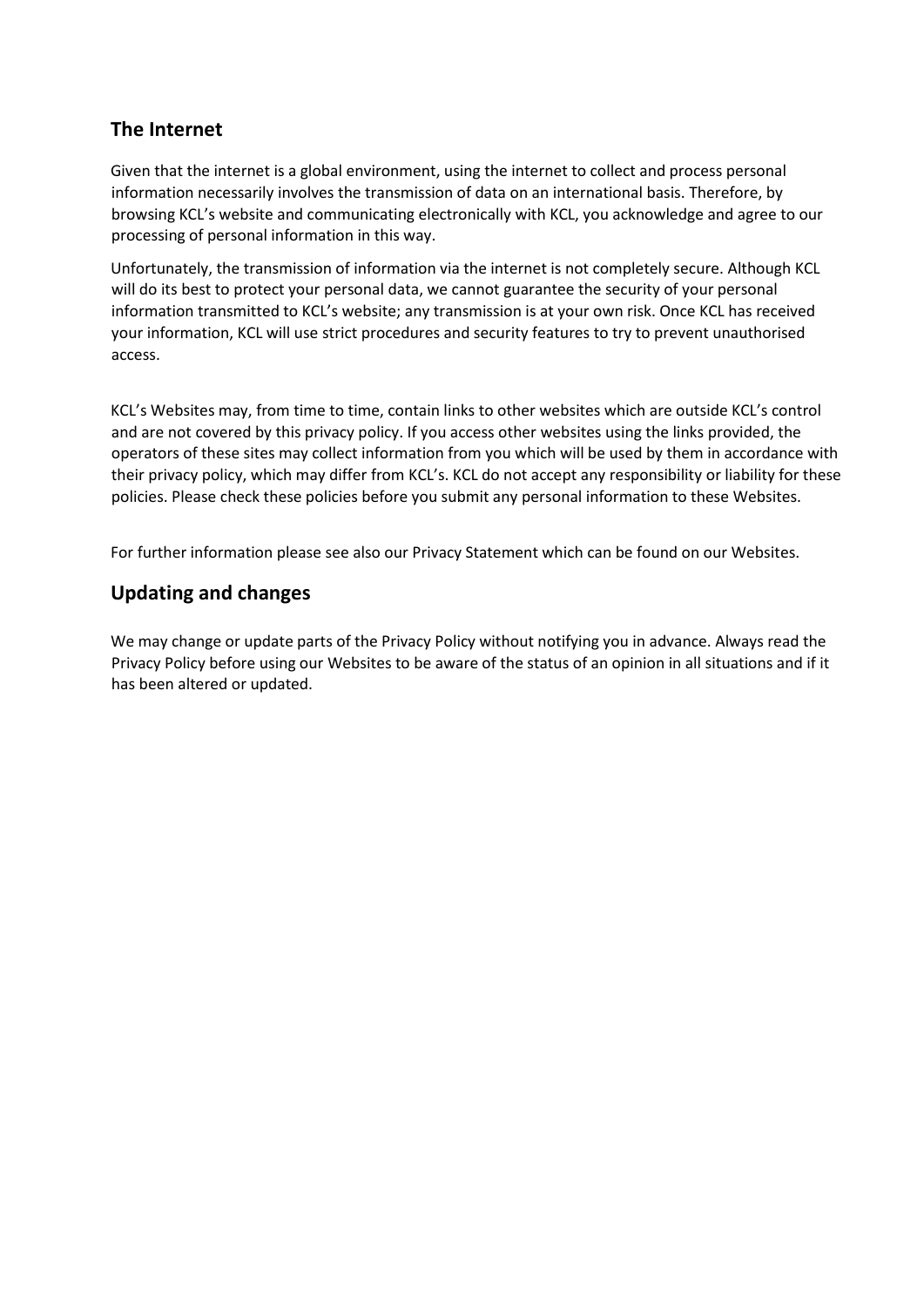## The Internet

Given that the internet is a global environment, using the internet to collect and process personal information necessarily involves the transmission of data on an international basis. Therefore, by browsing KCL's website and communicating electronically with KCL, you acknowledge and agree to our processing of personal information in this way.

Unfortunately, the transmission of information via the internet is not completely secure. Although KCL will do its best to protect your personal data, we cannot guarantee the security of your personal information transmitted to KCL's website; any transmission is at your own risk. Once KCL has received your information, KCL will use strict procedures and security features to try to prevent unauthorised access.

KCL's Websites may, from time to time, contain links to other websites which are outside KCL's control and are not covered by this privacy policy. If you access other websites using the links provided, the operators of these sites may collect information from you which will be used by them in accordance with their privacy policy, which may differ from KCL's. KCL do not accept any responsibility or liability for these policies. Please check these policies before you submit any personal information to these Websites.

For further information please see also our Privacy Statement which can be found on our Websites.

## Updating and changes

We may change or update parts of the Privacy Policy without notifying you in advance. Always read the Privacy Policy before using our Websites to be aware of the status of an opinion in all situations and if it has been altered or updated.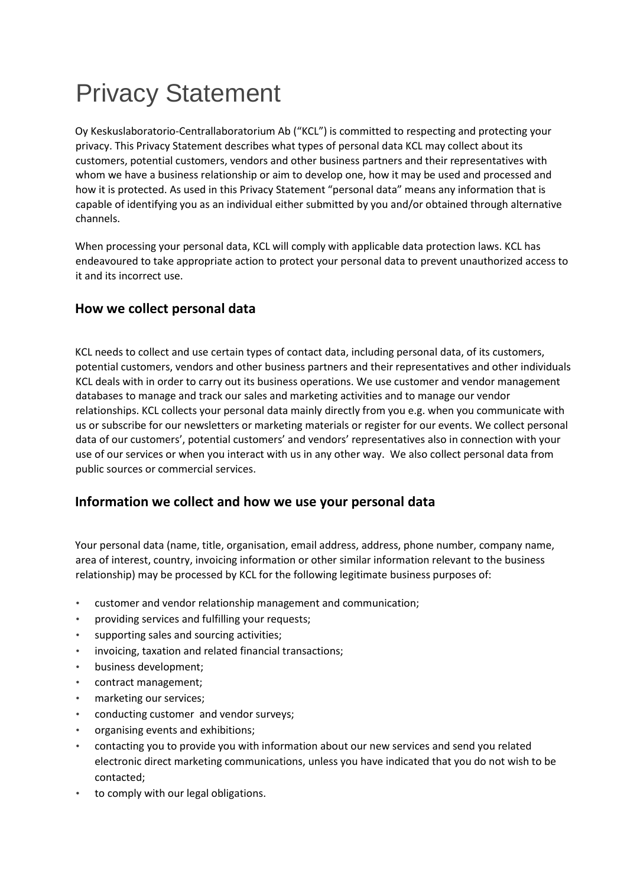# Privacy Statement

Oy Keskuslaboratorio-Centrallaboratorium Ab ("KCL") is committed to respecting and protecting your privacy. This Privacy Statement describes what types of personal data KCL may collect about its customers, potential customers, vendors and other business partners and their representatives with whom we have a business relationship or aim to develop one, how it may be used and processed and how it is protected. As used in this Privacy Statement "personal data" means any information that is capable of identifying you as an individual either submitted by you and/or obtained through alternative channels.

When processing your personal data, KCL will comply with applicable data protection laws. KCL has endeavoured to take appropriate action to protect your personal data to prevent unauthorized access to it and its incorrect use.

## How we collect personal data

KCL needs to collect and use certain types of contact data, including personal data, of its customers, potential customers, vendors and other business partners and their representatives and other individuals KCL deals with in order to carry out its business operations. We use customer and vendor management databases to manage and track our sales and marketing activities and to manage our vendor relationships. KCL collects your personal data mainly directly from you e.g. when you communicate with us or subscribe for our newsletters or marketing materials or register for our events. We collect personal data of our customers', potential customers' and vendors' representatives also in connection with your use of our services or when you interact with us in any other way. We also collect personal data from public sources or commercial services.

## Information we collect and how we use your personal data

Your personal data (name, title, organisation, email address, address, phone number, company name, area of interest, country, invoicing information or other similar information relevant to the business relationship) may be processed by KCL for the following legitimate business purposes of:

- customer and vendor relationship management and communication;
- providing services and fulfilling your requests;
- supporting sales and sourcing activities;
- invoicing, taxation and related financial transactions;
- business development;
- contract management;
- marketing our services;
- conducting customer and vendor surveys;
- organising events and exhibitions;
- contacting you to provide you with information about our new services and send you related electronic direct marketing communications, unless you have indicated that you do not wish to be contacted;
- to comply with our legal obligations.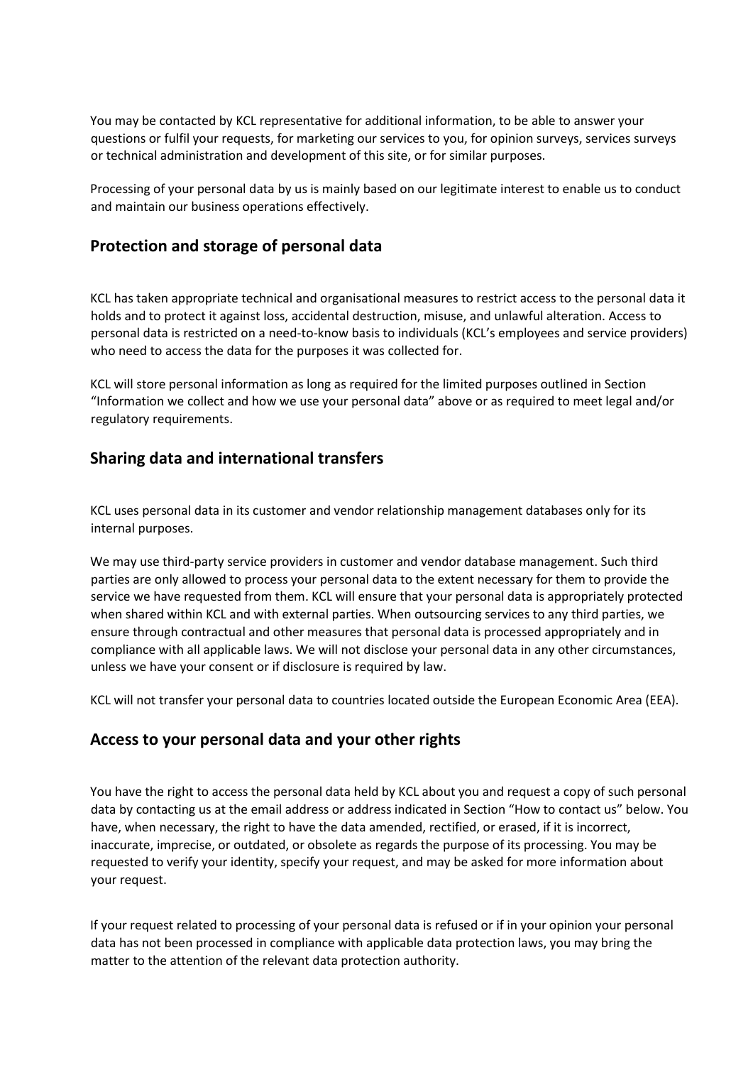You may be contacted by KCL representative for additional information, to be able to answer your questions or fulfil your requests, for marketing our services to you, for opinion surveys, services surveys or technical administration and development of this site, or for similar purposes.

Processing of your personal data by us is mainly based on our legitimate interest to enable us to conduct and maintain our business operations effectively.

## Protection and storage of personal data

KCL has taken appropriate technical and organisational measures to restrict access to the personal data it holds and to protect it against loss, accidental destruction, misuse, and unlawful alteration. Access to personal data is restricted on a need-to-know basis to individuals (KCL's employees and service providers) who need to access the data for the purposes it was collected for.

KCL will store personal information as long as required for the limited purposes outlined in Section "Information we collect and how we use your personal data" above or as required to meet legal and/or regulatory requirements.

## Sharing data and international transfers

KCL uses personal data in its customer and vendor relationship management databases only for its internal purposes.

We may use third-party service providers in customer and vendor database management. Such third parties are only allowed to process your personal data to the extent necessary for them to provide the service we have requested from them. KCL will ensure that your personal data is appropriately protected when shared within KCL and with external parties. When outsourcing services to any third parties, we ensure through contractual and other measures that personal data is processed appropriately and in compliance with all applicable laws. We will not disclose your personal data in any other circumstances, unless we have your consent or if disclosure is required by law.

KCL will not transfer your personal data to countries located outside the European Economic Area (EEA).

## Access to your personal data and your other rights

You have the right to access the personal data held by KCL about you and request a copy of such personal data by contacting us at the email address or address indicated in Section "How to contact us" below. You have, when necessary, the right to have the data amended, rectified, or erased, if it is incorrect, inaccurate, imprecise, or outdated, or obsolete as regards the purpose of its processing. You may be requested to verify your identity, specify your request, and may be asked for more information about your request.

If your request related to processing of your personal data is refused or if in your opinion your personal data has not been processed in compliance with applicable data protection laws, you may bring the matter to the attention of the relevant data protection authority.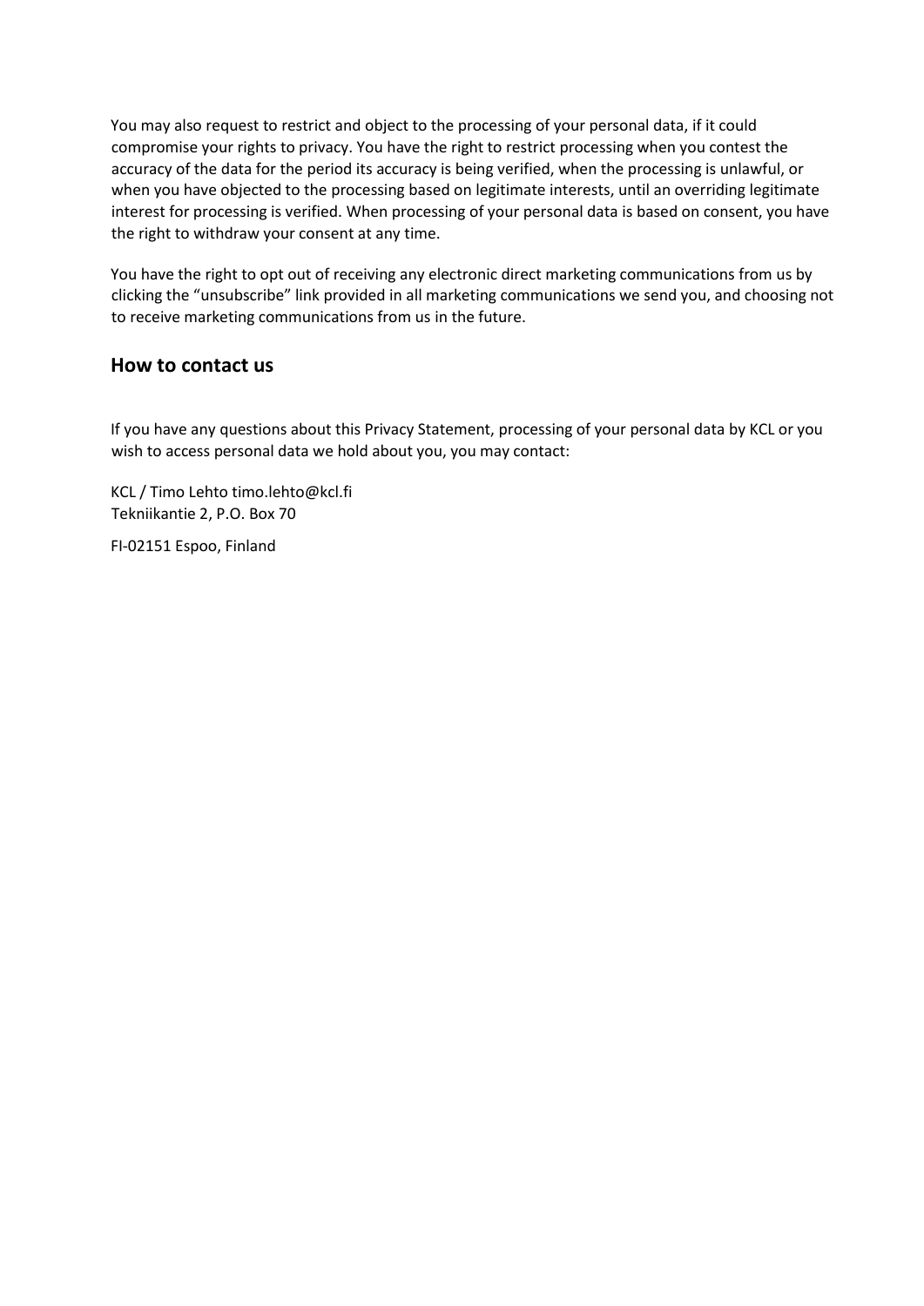You may also request to restrict and object to the processing of your personal data, if it could compromise your rights to privacy. You have the right to restrict processing when you contest the accuracy of the data for the period its accuracy is being verified, when the processing is unlawful, or when you have objected to the processing based on legitimate interests, until an overriding legitimate interest for processing is verified. When processing of your personal data is based on consent, you have the right to withdraw your consent at any time.

You have the right to opt out of receiving any electronic direct marketing communications from us by clicking the "unsubscribe" link provided in all marketing communications we send you, and choosing not to receive marketing communications from us in the future.

## How to contact us

If you have any questions about this Privacy Statement, processing of your personal data by KCL or you wish to access personal data we hold about you, you may contact:

KCL / Timo Lehto timo.lehto@kcl.fi  
Tekniikantie 2, P.O. Box 70

FI-02151 Espoo, Finland